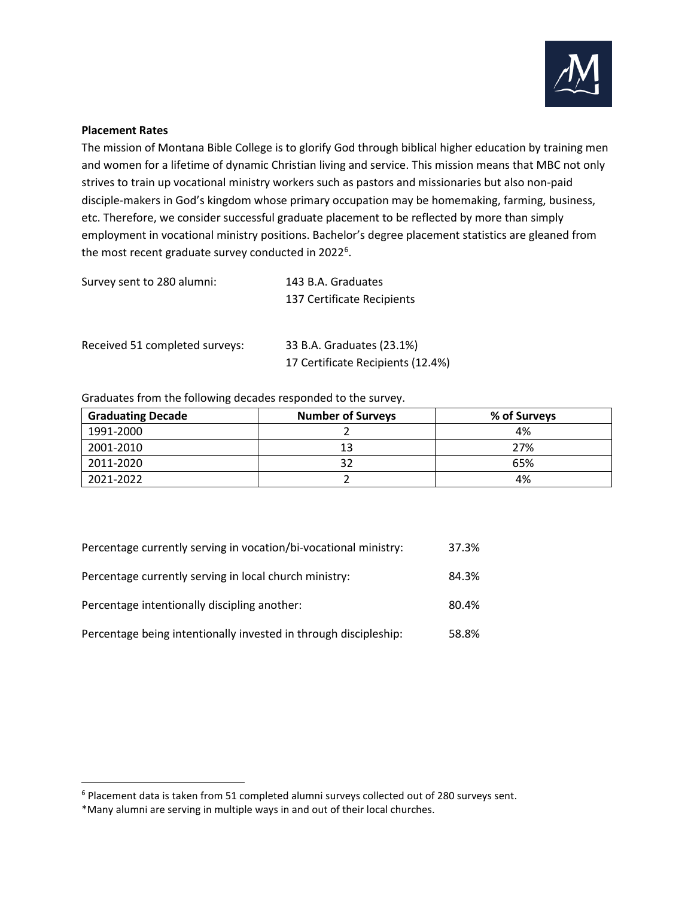**Placement Rates**

The mission of Montana Bible College is to glorify God through biblical higher education by training men and women for a lifetime of dynamic Christian living and service. This mission means that MBC not only strives to train up vocational ministry workers such as pastors and missionaries but also non-paid disciple-makers in God's kingdom whose primary occupation may be homemaking, farming, business, etc. Therefore, we consider successful graduate placement to be reflected by more than simply employment in vocational ministry positions. Bachelor's degree placement statistics are gleaned from the most recent graduate survey conducted in 2022[6].

Survey sent to 280 alumni: 143 B.A. Graduates
137 Certificate Recipients

Received 51 completed surveys: 33 B.A. Graduates (23.1%)
17 Certificate Recipients (12.4%)

Graduates from the following decades responded to the survey.

| Graduating Decade | Number of Surveys | % of Surveys |
|---|---|---|
| 1991-2000 | 2 | 4% |
| 2001-2010 | 13 | 27% |
| 2011-2020 | 32 | 65% |
| 2021-2022 | 2 | 4% |

Percentage currently serving in vocation/bi-vocational ministry: 37.3%

Percentage currently serving in local church ministry: 84.3%

Percentage intentionally discipling another: 80.4%

Percentage being intentionally invested in through discipleship: 58.8%

---

[6] Placement data is taken from 51 completed alumni surveys collected out of 280 surveys sent.

*Many alumni are serving in multiple ways in and out of their local churches.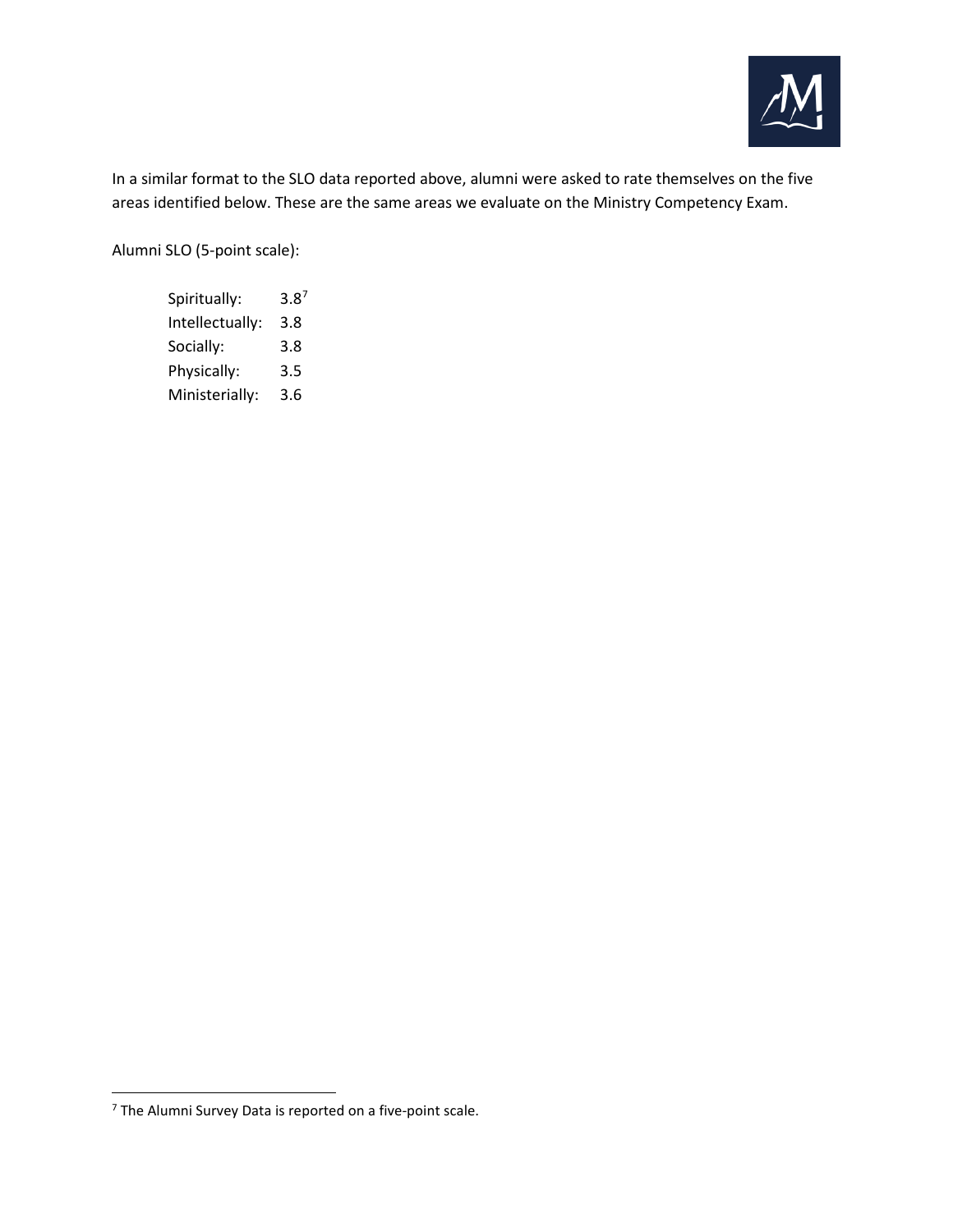In a similar format to the SLO data reported above, alumni were asked to rate themselves on the five areas identified below. These are the same areas we evaluate on the Ministry Competency Exam.

Alumni SLO (5-point scale):

| | |
|---|---|
| Spiritually: | 3.8[7] |
| Intellectually: | 3.8 |
| Socially: | 3.8 |
| Physically: | 3.5 |
| Ministerially: | 3.6 |

[7] The Alumni Survey Data is reported on a five-point scale.